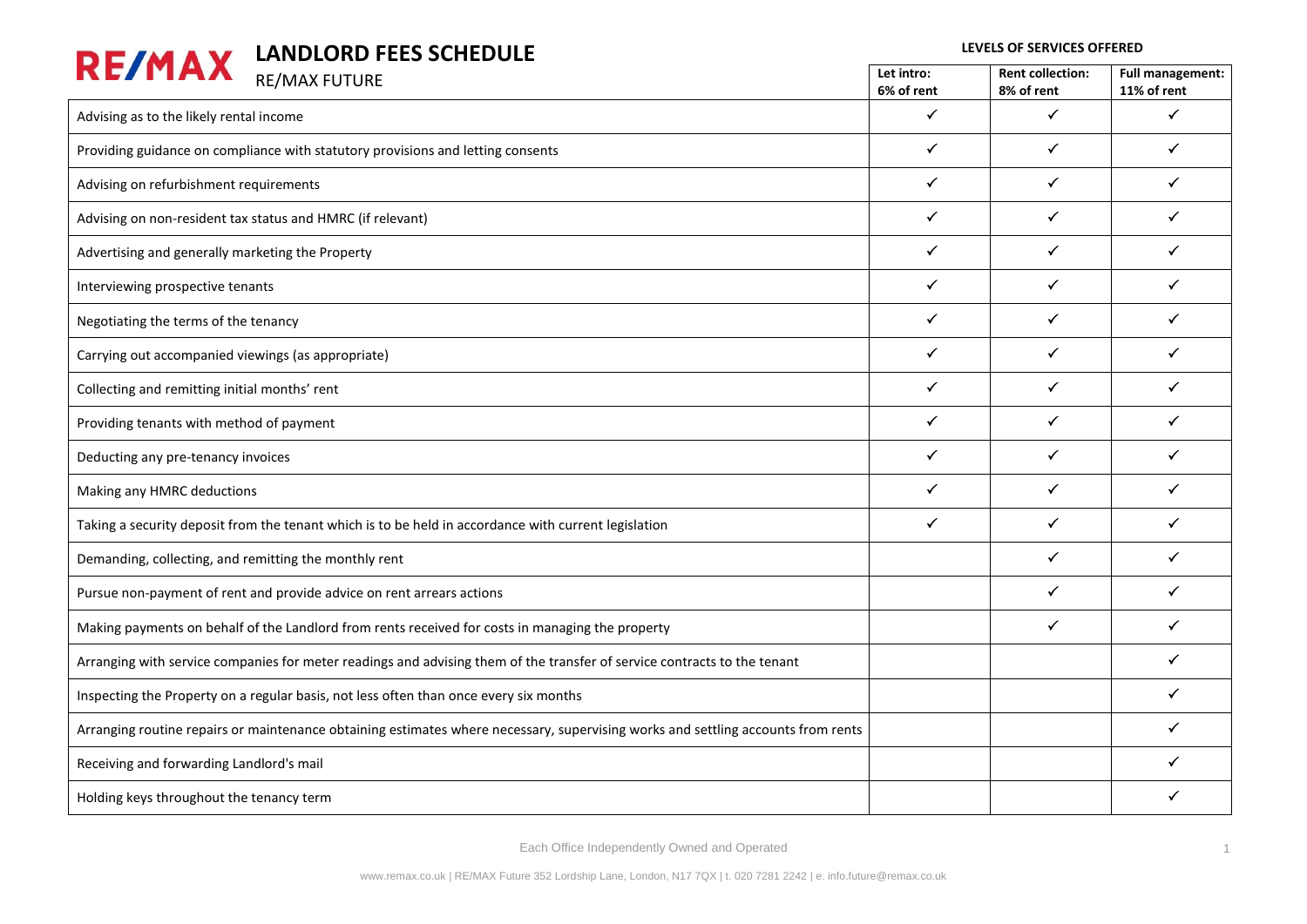# RE/MAX LANDLORD FEES SCHEDULE

RE/MAX FUTURE

**LEVELS OF SERVICES OFFERED**

| | Let intro: 6% of rent | Rent collection: 8% of rent | Full management: 11% of rent |
|---|---|---|---|
| Advising as to the likely rental income | ✓ | ✓ | ✓ |
| Providing guidance on compliance with statutory provisions and letting consents | ✓ | ✓ | ✓ |
| Advising on refurbishment requirements | ✓ | ✓ | ✓ |
| Advising on non-resident tax status and HMRC (if relevant) | ✓ | ✓ | ✓ |
| Advertising and generally marketing the Property | ✓ | ✓ | ✓ |
| Interviewing prospective tenants | ✓ | ✓ | ✓ |
| Negotiating the terms of the tenancy | ✓ | ✓ | ✓ |
| Carrying out accompanied viewings (as appropriate) | ✓ | ✓ | ✓ |
| Collecting and remitting initial months' rent | ✓ | ✓ | ✓ |
| Providing tenants with method of payment | ✓ | ✓ | ✓ |
| Deducting any pre-tenancy invoices | ✓ | ✓ | ✓ |
| Making any HMRC deductions | ✓ | ✓ | ✓ |
| Taking a security deposit from the tenant which is to be held in accordance with current legislation | ✓ | ✓ | ✓ |
| Demanding, collecting, and remitting the monthly rent | | ✓ | ✓ |
| Pursue non-payment of rent and provide advice on rent arrears actions | | ✓ | ✓ |
| Making payments on behalf of the Landlord from rents received for costs in managing the property | | ✓ | ✓ |
| Arranging with service companies for meter readings and advising them of the transfer of service contracts to the tenant | | | ✓ |
| Inspecting the Property on a regular basis, not less often than once every six months | | | ✓ |
| Arranging routine repairs or maintenance obtaining estimates where necessary, supervising works and settling accounts from rents | | | ✓ |
| Receiving and forwarding Landlord's mail | | | ✓ |
| Holding keys throughout the tenancy term | | | ✓ |

Each Office Independently Owned and Operated

www.remax.co.uk | RE/MAX Future 352 Lordship Lane, London, N17 7QX | t. 020 7281 2242 | e. info.future@remax.co.uk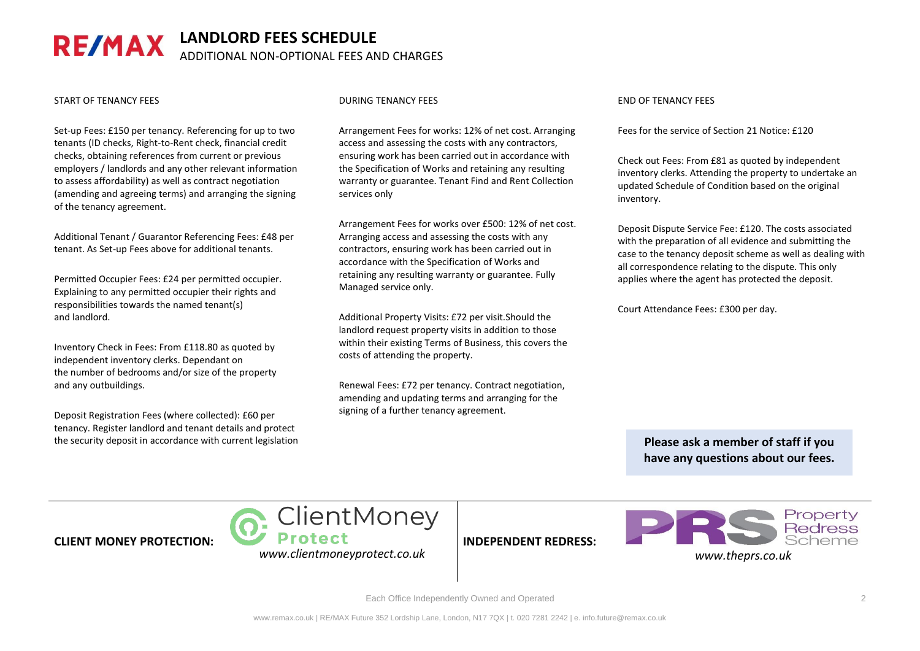# LANDLORD FEES SCHEDULE

ADDITIONAL NON-OPTIONAL FEES AND CHARGES

## START OF TENANCY FEES

Set-up Fees: £150 per tenancy. Referencing for up to two tenants (ID checks, Right-to-Rent check, financial credit checks, obtaining references from current or previous employers / landlords and any other relevant information to assess affordability) as well as contract negotiation (amending and agreeing terms) and arranging the signing of the tenancy agreement.

Additional Tenant / Guarantor Referencing Fees: £48 per tenant. As Set-up Fees above for additional tenants.

Permitted Occupier Fees: £24 per permitted occupier. Explaining to any permitted occupier their rights and responsibilities towards the named tenant(s) and landlord.

Inventory Check in Fees: From £118.80 as quoted by independent inventory clerks. Dependant on the number of bedrooms and/or size of the property and any outbuildings.

Deposit Registration Fees (where collected): £60 per tenancy. Register landlord and tenant details and protect the security deposit in accordance with current legislation

## DURING TENANCY FEES

Arrangement Fees for works: 12% of net cost. Arranging access and assessing the costs with any contractors, ensuring work has been carried out in accordance with the Specification of Works and retaining any resulting warranty or guarantee. Tenant Find and Rent Collection services only

Arrangement Fees for works over £500: 12% of net cost. Arranging access and assessing the costs with any contractors, ensuring work has been carried out in accordance with the Specification of Works and retaining any resulting warranty or guarantee. Fully Managed service only.

Additional Property Visits: £72 per visit.Should the landlord request property visits in addition to those within their existing Terms of Business, this covers the costs of attending the property.

Renewal Fees: £72 per tenancy. Contract negotiation, amending and updating terms and arranging for the signing of a further tenancy agreement.

## END OF TENANCY FEES

Fees for the service of Section 21 Notice: £120

Check out Fees: From £81 as quoted by independent inventory clerks. Attending the property to undertake an updated Schedule of Condition based on the original inventory.

Deposit Dispute Service Fee: £120. The costs associated with the preparation of all evidence and submitting the case to the tenancy deposit scheme as well as dealing with all correspondence relating to the dispute. This only applies where the agent has protected the deposit.

Court Attendance Fees: £300 per day.

**Please ask a member of staff if you have any questions about our fees.**

**CLIENT MONEY PROTECTION:** ClientMoney Protect *www.clientmoneyprotect.co.uk*

**INDEPENDENT REDRESS:** PRS Property Redress Scheme *www.theprs.co.uk*

Each Office Independently Owned and Operated

www.remax.co.uk | RE/MAX Future 352 Lordship Lane, London, N17 7QX | t. 020 7281 2242 | e. info.future@remax.co.uk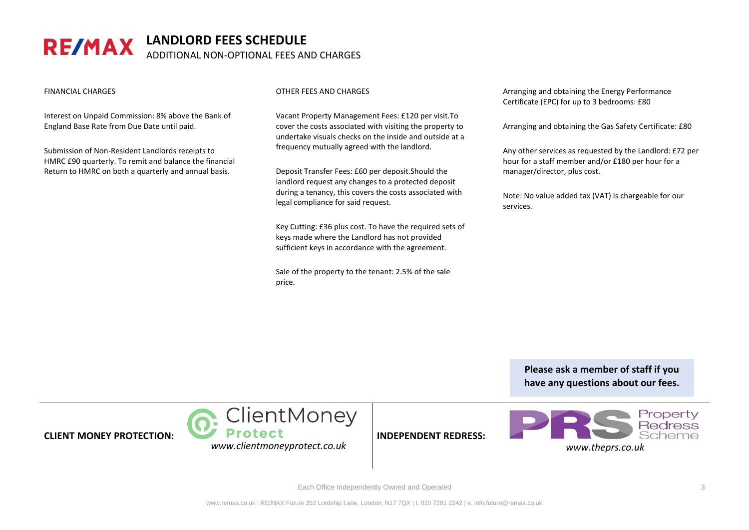# LANDLORD FEES SCHEDULE

ADDITIONAL NON-OPTIONAL FEES AND CHARGES

## FINANCIAL CHARGES

Interest on Unpaid Commission: 8% above the Bank of England Base Rate from Due Date until paid.

Submission of Non-Resident Landlords receipts to HMRC £90 quarterly. To remit and balance the financial Return to HMRC on both a quarterly and annual basis.

## OTHER FEES AND CHARGES

Vacant Property Management Fees: £120 per visit.To cover the costs associated with visiting the property to undertake visuals checks on the inside and outside at a frequency mutually agreed with the landlord.

Deposit Transfer Fees: £60 per deposit.Should the landlord request any changes to a protected deposit during a tenancy, this covers the costs associated with legal compliance for said request.

Key Cutting: £36 plus cost. To have the required sets of keys made where the Landlord has not provided sufficient keys in accordance with the agreement.

Sale of the property to the tenant: 2.5% of the sale price.

Arranging and obtaining the Energy Performance Certificate (EPC) for up to 3 bedrooms: £80

Arranging and obtaining the Gas Safety Certificate: £80

Any other services as requested by the Landlord: £72 per hour for a staff member and/or £180 per hour for a manager/director, plus cost.

Note: No value added tax (VAT) Is chargeable for our services.

**Please ask a member of staff if you have any questions about our fees.**

**CLIENT MONEY PROTECTION:** ClientMoney Protect *www.clientmoneyprotect.co.uk*

**INDEPENDENT REDRESS:** Property Redress Scheme *www.theprs.co.uk*

Each Office Independently Owned and Operated

www.remax.co.uk | RE/MAX Future 352 Lordship Lane, London, N17 7QX | t. 020 7281 2242 | e. info.future@remax.co.uk